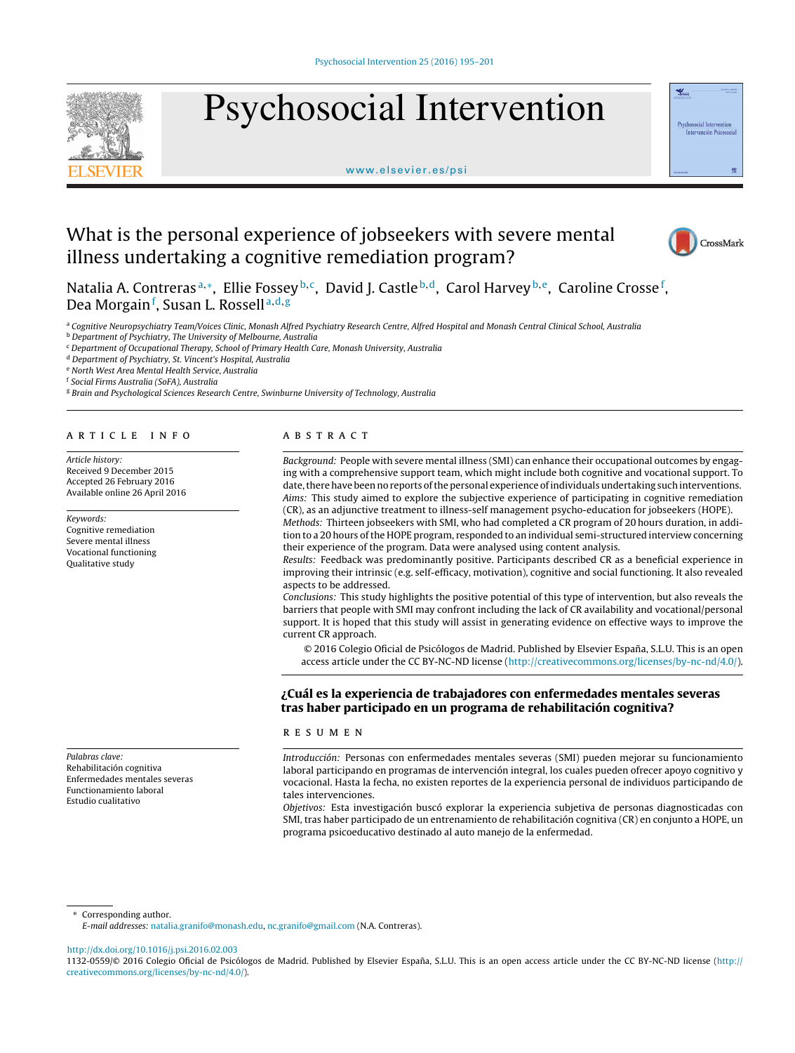# What is the personal experience of jobseekers with severe mental illness undertaking a cognitive remediation program?

Natalia A. Contreras[a,*], Ellie Fossey[b,c], David J. Castle[b,d], Carol Harvey[b,e], Caroline Crosse[f], Dea Morgain[f], Susan L. Rossell[a,d,g]

[a] Cognitive Neuropsychiatry Team/Voices Clinic, Monash Alfred Psychiatry Research Centre, Alfred Hospital and Monash Central Clinical School, Australia
[b] Department of Psychiatry, The University of Melbourne, Australia
[c] Department of Occupational Therapy, School of Primary Health Care, Monash University, Australia
[d] Department of Psychiatry, St. Vincent's Hospital, Australia
[e] North West Area Mental Health Service, Australia
[f] Social Firms Australia (SoFA), Australia
[g] Brain and Psychological Sciences Research Centre, Swinburne University of Technology, Australia

## ARTICLE INFO

*Article history:*
Received 9 December 2015
Accepted 26 February 2016
Available online 26 April 2016

*Keywords:*
Cognitive remediation
Severe mental illness
Vocational functioning
Qualitative study

## ABSTRACT

*Background:* People with severe mental illness (SMI) can enhance their occupational outcomes by engaging with a comprehensive support team, which might include both cognitive and vocational support. To date, there have been no reports of the personal experience of individuals undertaking such interventions.
*Aims:* This study aimed to explore the subjective experience of participating in cognitive remediation (CR), as an adjunctive treatment to illness-self management psycho-education for jobseekers (HOPE).
*Methods:* Thirteen jobseekers with SMI, who had completed a CR program of 20 hours duration, in addition to a 20 hours of the HOPE program, responded to an individual semi-structured interview concerning their experience of the program. Data were analysed using content analysis.
*Results:* Feedback was predominantly positive. Participants described CR as a beneficial experience in improving their intrinsic (e.g. self-efficacy, motivation), cognitive and social functioning. It also revealed aspects to be addressed.
*Conclusions:* This study highlights the positive potential of this type of intervention, but also reveals the barriers that people with SMI may confront including the lack of CR availability and vocational/personal support. It is hoped that this study will assist in generating evidence on effective ways to improve the current CR approach.

© 2016 Colegio Oficial de Psicólogos de Madrid. Published by Elsevier España, S.L.U. This is an open access article under the CC BY-NC-ND license (http://creativecommons.org/licenses/by-nc-nd/4.0/).

## ¿Cuál es la experiencia de trabajadores con enfermedades mentales severas tras haber participado en un programa de rehabilitación cognitiva?

*Palabras clave:*
Rehabilitación cognitiva
Enfermedades mentales severas
Functionamiento laboral
Estudio cualitativo

## RESUMEN

*Introducción:* Personas con enfermedades mentales severas (SMI) pueden mejorar su funcionamiento laboral participando en programas de intervención integral, los cuales pueden ofrecer apoyo cognitivo y vocacional. Hasta la fecha, no existen reportes de la experiencia personal de individuos participando de tales intervenciones.
*Objetivos:* Esta investigación buscó explorar la experiencia subjetiva de personas diagnosticadas con SMI, tras haber participado de un entrenamiento de rehabilitación cognitiva (CR) en conjunto a HOPE, un programa psicoeducativo destinado al auto manejo de la enfermedad.

\* Corresponding author.
*E-mail addresses:* natalia.granifo@monash.edu, nc.granifo@gmail.com (N.A. Contreras).

http://dx.doi.org/10.1016/j.psi.2016.02.003
1132-0559/© 2016 Colegio Oficial de Psicólogos de Madrid. Published by Elsevier España, S.L.U. This is an open access article under the CC BY-NC-ND license (http://creativecommons.org/licenses/by-nc-nd/4.0/).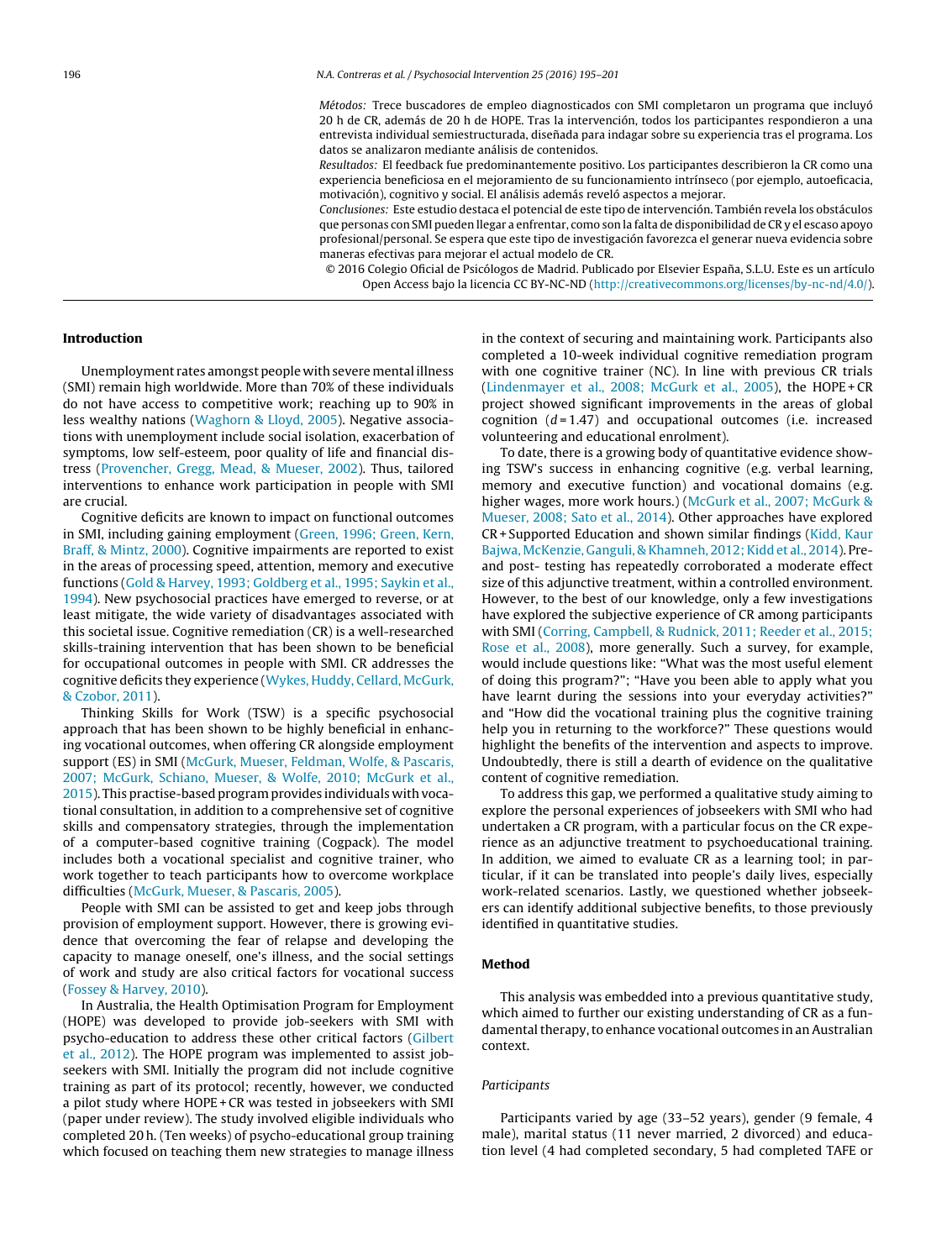*Métodos:* Trece buscadores de empleo diagnosticados con SMI completaron un programa que incluyó 20 h de CR, además de 20 h de HOPE. Tras la intervención, todos los participantes respondieron a una entrevista individual semiestructurada, diseñada para indagar sobre su experiencia tras el programa. Los datos se analizaron mediante análisis de contenidos.

*Resultados:* El feedback fue predominantemente positivo. Los participantes describieron la CR como una experiencia beneficiosa en el mejoramiento de su funcionamiento intrínseco (por ejemplo, autoeficacia, motivación), cognitivo y social. El análisis además reveló aspectos a mejorar.

*Conclusiones:* Este estudio destaca el potencial de este tipo de intervención. También revela los obstáculos que personas con SMI pueden llegar a enfrentar, como son la falta de disponibilidad de CR y el escaso apoyo profesional/personal. Se espera que este tipo de investigación favorezca el generar nueva evidencia sobre maneras efectivas para mejorar el actual modelo de CR.

© 2016 Colegio Oficial de Psicólogos de Madrid. Publicado por Elsevier España, S.L.U. Este es un artículo Open Access bajo la licencia CC BY-NC-ND (http://creativecommons.org/licenses/by-nc-nd/4.0/).

## Introduction

Unemployment rates amongst people with severe mental illness (SMI) remain high worldwide. More than 70% of these individuals do not have access to competitive work; reaching up to 90% in less wealthy nations (Waghorn & Lloyd, 2005). Negative associations with unemployment include social isolation, exacerbation of symptoms, low self-esteem, poor quality of life and financial distress (Provencher, Gregg, Mead, & Mueser, 2002). Thus, tailored interventions to enhance work participation in people with SMI are crucial.

Cognitive deficits are known to impact on functional outcomes in SMI, including gaining employment (Green, 1996; Green, Kern, Braff, & Mintz, 2000). Cognitive impairments are reported to exist in the areas of processing speed, attention, memory and executive functions (Gold & Harvey, 1993; Goldberg et al., 1995; Saykin et al., 1994). New psychosocial practices have emerged to reverse, or at least mitigate, the wide variety of disadvantages associated with this societal issue. Cognitive remediation (CR) is a well-researched skills-training intervention that has been shown to be beneficial for occupational outcomes in people with SMI. CR addresses the cognitive deficits they experience (Wykes, Huddy, Cellard, McGurk, & Czobor, 2011).

Thinking Skills for Work (TSW) is a specific psychosocial approach that has been shown to be highly beneficial in enhancing vocational outcomes, when offering CR alongside employment support (ES) in SMI (McGurk, Mueser, Feldman, Wolfe, & Pascaris, 2007; McGurk, Schiano, Mueser, & Wolfe, 2010; McGurk et al., 2015). This practise-based program provides individuals with vocational consultation, in addition to a comprehensive set of cognitive skills and compensatory strategies, through the implementation of a computer-based cognitive training (Cogpack). The model includes both a vocational specialist and cognitive trainer, who work together to teach participants how to overcome workplace difficulties (McGurk, Mueser, & Pascaris, 2005).

People with SMI can be assisted to get and keep jobs through provision of employment support. However, there is growing evidence that overcoming the fear of relapse and developing the capacity to manage oneself, one's illness, and the social settings of work and study are also critical factors for vocational success (Fossey & Harvey, 2010).

In Australia, the Health Optimisation Program for Employment (HOPE) was developed to provide job-seekers with SMI with psycho-education to address these other critical factors (Gilbert et al., 2012). The HOPE program was implemented to assist job-seekers with SMI. Initially the program did not include cognitive training as part of its protocol; recently, however, we conducted a pilot study where HOPE + CR was tested in jobseekers with SMI (paper under review). The study involved eligible individuals who completed 20 h. (Ten weeks) of psycho-educational group training which focused on teaching them new strategies to manage illness in the context of securing and maintaining work. Participants also completed a 10-week individual cognitive remediation program with one cognitive trainer (NC). In line with previous CR trials (Lindenmayer et al., 2008; McGurk et al., 2005), the HOPE + CR project showed significant improvements in the areas of global cognition ($d$ = 1.47) and occupational outcomes (i.e. increased volunteering and educational enrolment).

To date, there is a growing body of quantitative evidence showing TSW's success in enhancing cognitive (e.g. verbal learning, memory and executive function) and vocational domains (e.g. higher wages, more work hours.) (McGurk et al., 2007; McGurk & Mueser, 2008; Sato et al., 2014). Other approaches have explored CR + Supported Education and shown similar findings (Kidd, Kaur Bajwa, McKenzie, Ganguli, & Khamneh, 2012; Kidd et al., 2014). Pre- and post- testing has repeatedly corroborated a moderate effect size of this adjunctive treatment, within a controlled environment. However, to the best of our knowledge, only a few investigations have explored the subjective experience of CR among participants with SMI (Corring, Campbell, & Rudnick, 2011; Reeder et al., 2015; Rose et al., 2008), more generally. Such a survey, for example, would include questions like: "What was the most useful element of doing this program?"; "Have you been able to apply what you have learnt during the sessions into your everyday activities?" and "How did the vocational training plus the cognitive training help you in returning to the workforce?" These questions would highlight the benefits of the intervention and aspects to improve. Undoubtedly, there is still a dearth of evidence on the qualitative content of cognitive remediation.

To address this gap, we performed a qualitative study aiming to explore the personal experiences of jobseekers with SMI who had undertaken a CR program, with a particular focus on the CR experience as an adjunctive treatment to psychoeducational training. In addition, we aimed to evaluate CR as a learning tool; in particular, if it can be translated into people's daily lives, especially work-related scenarios. Lastly, we questioned whether jobseekers can identify additional subjective benefits, to those previously identified in quantitative studies.

## Method

This analysis was embedded into a previous quantitative study, which aimed to further our existing understanding of CR as a fundamental therapy, to enhance vocational outcomes in an Australian context.

### *Participants*

Participants varied by age (33–52 years), gender (9 female, 4 male), marital status (11 never married, 2 divorced) and education level (4 had completed secondary, 5 had completed TAFE or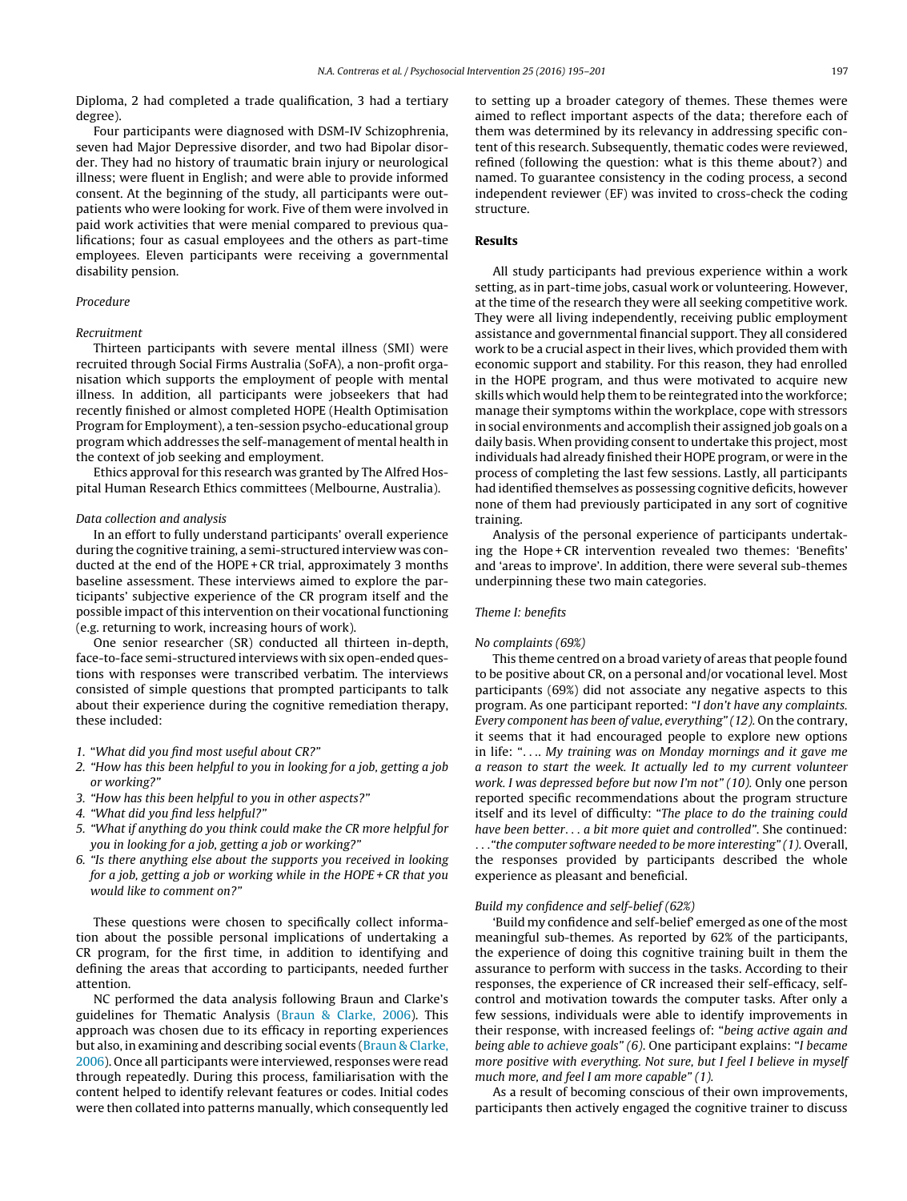Diploma, 2 had completed a trade qualification, 3 had a tertiary degree).

Four participants were diagnosed with DSM-IV Schizophrenia, seven had Major Depressive disorder, and two had Bipolar disorder. They had no history of traumatic brain injury or neurological illness; were fluent in English; and were able to provide informed consent. At the beginning of the study, all participants were outpatients who were looking for work. Five of them were involved in paid work activities that were menial compared to previous qualifications; four as casual employees and the others as part-time employees. Eleven participants were receiving a governmental disability pension.

### Procedure

#### Recruitment

Thirteen participants with severe mental illness (SMI) were recruited through Social Firms Australia (SoFA), a non-profit organisation which supports the employment of people with mental illness. In addition, all participants were jobseekers that had recently finished or almost completed HOPE (Health Optimisation Program for Employment), a ten-session psycho-educational group program which addresses the self-management of mental health in the context of job seeking and employment.

Ethics approval for this research was granted by The Alfred Hospital Human Research Ethics committees (Melbourne, Australia).

#### Data collection and analysis

In an effort to fully understand participants' overall experience during the cognitive training, a semi-structured interview was conducted at the end of the HOPE + CR trial, approximately 3 months baseline assessment. These interviews aimed to explore the participants' subjective experience of the CR program itself and the possible impact of this intervention on their vocational functioning (e.g. returning to work, increasing hours of work).

One senior researcher (SR) conducted all thirteen in-depth, face-to-face semi-structured interviews with six open-ended questions with responses were transcribed verbatim. The interviews consisted of simple questions that prompted participants to talk about their experience during the cognitive remediation therapy, these included:

1. *"What did you find most useful about CR?"*
2. *"How has this been helpful to you in looking for a job, getting a job or working?"*
3. *"How has this been helpful to you in other aspects?"*
4. *"What did you find less helpful?"*
5. *"What if anything do you think could make the CR more helpful for you in looking for a job, getting a job or working?"*
6. *"Is there anything else about the supports you received in looking for a job, getting a job or working while in the HOPE + CR that you would like to comment on?"*

These questions were chosen to specifically collect information about the possible personal implications of undertaking a CR program, for the first time, in addition to identifying and defining the areas that according to participants, needed further attention.

NC performed the data analysis following Braun and Clarke's guidelines for Thematic Analysis (Braun & Clarke, 2006). This approach was chosen due to its efficacy in reporting experiences but also, in examining and describing social events (Braun & Clarke, 2006). Once all participants were interviewed, responses were read through repeatedly. During this process, familiarisation with the content helped to identify relevant features or codes. Initial codes were then collated into patterns manually, which consequently led to setting up a broader category of themes. These themes were aimed to reflect important aspects of the data; therefore each of them was determined by its relevancy in addressing specific content of this research. Subsequently, thematic codes were reviewed, refined (following the question: what is this theme about?) and named. To guarantee consistency in the coding process, a second independent reviewer (EF) was invited to cross-check the coding structure.

## Results

All study participants had previous experience within a work setting, as in part-time jobs, casual work or volunteering. However, at the time of the research they were all seeking competitive work. They were all living independently, receiving public employment assistance and governmental financial support. They all considered work to be a crucial aspect in their lives, which provided them with economic support and stability. For this reason, they had enrolled in the HOPE program, and thus were motivated to acquire new skills which would help them to be reintegrated into the workforce; manage their symptoms within the workplace, cope with stressors in social environments and accomplish their assigned job goals on a daily basis. When providing consent to undertake this project, most individuals had already finished their HOPE program, or were in the process of completing the last few sessions. Lastly, all participants had identified themselves as possessing cognitive deficits, however none of them had previously participated in any sort of cognitive training.

Analysis of the personal experience of participants undertaking the Hope + CR intervention revealed two themes: 'Benefits' and 'areas to improve'. In addition, there were several sub-themes underpinning these two main categories.

### Theme I: benefits

#### No complaints (69%)

This theme centred on a broad variety of areas that people found to be positive about CR, on a personal and/or vocational level. Most participants (69%) did not associate any negative aspects to this program. As one participant reported: "*I don't have any complaints. Every component has been of value, everything" (12).* On the contrary, it seems that it had encouraged people to explore new options in life: "*.... My training was on Monday mornings and it gave me a reason to start the week. It actually led to my current volunteer work. I was depressed before but now I'm not" (10).* Only one person reported specific recommendations about the program structure itself and its level of difficulty: "*The place to do the training could have been better... a bit more quiet and controlled"*. She continued: ..."*the computer software needed to be more interesting" (1).* Overall, the responses provided by participants described the whole experience as pleasant and beneficial.

#### Build my confidence and self-belief (62%)

'Build my confidence and self-belief' emerged as one of the most meaningful sub-themes. As reported by 62% of the participants, the experience of doing this cognitive training built in them the assurance to perform with success in the tasks. According to their responses, the experience of CR increased their self-efficacy, self-control and motivation towards the computer tasks. After only a few sessions, individuals were able to identify improvements in their response, with increased feelings of: "*being active again and being able to achieve goals" (6).* One participant explains: "*I became more positive with everything. Not sure, but I feel I believe in myself much more, and feel I am more capable" (1).*

As a result of becoming conscious of their own improvements, participants then actively engaged the cognitive trainer to discuss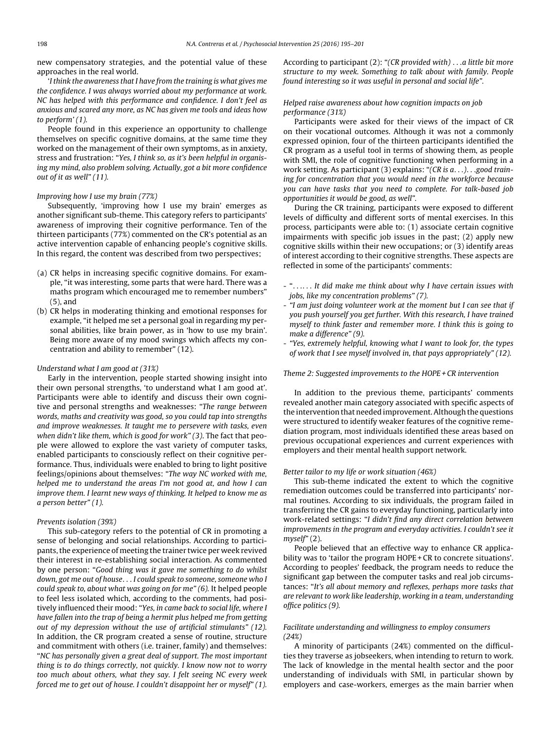new compensatory strategies, and the potential value of these approaches in the real world.

'*I think the awareness that I have from the training is what gives me the confidence. I was always worried about my performance at work. NC has helped with this performance and confidence. I don't feel as anxious and scared any more, as NC has given me tools and ideas how to perform' (1).*

People found in this experience an opportunity to challenge themselves on specific cognitive domains, at the same time they worked on the management of their own symptoms, as in anxiety, stress and frustration: "*Yes, I think so, as it's been helpful in organising my mind, also problem solving. Actually, got a bit more confidence out of it as well" (11).*

*Improving how I use my brain (77%)*

Subsequently, 'improving how I use my brain' emerges as another significant sub-theme. This category refers to participants' awareness of improving their cognitive performance. Ten of the thirteen participants (77%) commented on the CR's potential as an active intervention capable of enhancing people's cognitive skills. In this regard, the content was described from two perspectives;

(a) CR helps in increasing specific cognitive domains. For example, "it was interesting, some parts that were hard. There was a maths program which encouraged me to remember numbers" (5), and
(b) CR helps in moderating thinking and emotional responses for example, "it helped me set a personal goal in regarding my personal abilities, like brain power, as in 'how to use my brain'. Being more aware of my mood swings which affects my concentration and ability to remember" (12).

*Understand what I am good at (31%)*

Early in the intervention, people started showing insight into their own personal strengths, 'to understand what I am good at'. Participants were able to identify and discuss their own cognitive and personal strengths and weaknesses: "*The range between words, maths and creativity was good, so you could tap into strengths and improve weaknesses. It taught me to persevere with tasks, even when didn't like them, which is good for work" (3).* The fact that people were allowed to explore the vast variety of computer tasks, enabled participants to consciously reflect on their cognitive performance. Thus, individuals were enabled to bring to light positive feelings/opinions about themselves: "*The way NC worked with me, helped me to understand the areas I'm not good at, and how I can improve them. I learnt new ways of thinking. It helped to know me as a person better" (1).*

*Prevents isolation (39%)*

This sub-category refers to the potential of CR in promoting a sense of belonging and social relationships. According to participants, the experience of meeting the trainer twice per week revived their interest in re-establishing social interaction. As commented by one person: "*Good thing was it gave me something to do whilst down, got me out of house... I could speak to someone, someone who I could speak to, about what was going on for me" (6).* It helped people to feel less isolated which, according to the comments, had positively influenced their mood: "*Yes, in came back to social life, where I have fallen into the trap of being a hermit plus helped me from getting out of my depression without the use of artificial stimulants" (12).* In addition, the CR program created a sense of routine, structure and commitment with others (i.e. trainer, family) and themselves: "*NC has personally given a great deal of support. The most important thing is to do things correctly, not quickly. I know now not to worry too much about others, what they say. I felt seeing NC every week forced me to get out of house. I couldn't disappoint her or myself" (1).* According to participant (2): "*(CR provided with) ...a little bit more structure to my week. Something to talk about with family. People found interesting so it was useful in personal and social life".*

*Helped raise awareness about how cognition impacts on job performance (31%)*

Participants were asked for their views of the impact of CR on their vocational outcomes. Although it was not a commonly expressed opinion, four of the thirteen participants identified the CR program as a useful tool in terms of showing them, as people with SMI, the role of cognitive functioning when performing in a work setting. As participant (3) explains: "*(CR is a...)...good training for concentration that you would need in the workforce because you can have tasks that you need to complete. For talk-based job opportunities it would be good, as well".*

During the CR training, participants were exposed to different levels of difficulty and different sorts of mental exercises. In this process, participants were able to: (1) associate certain cognitive impairments with specific job issues in the past; (2) apply new cognitive skills within their new occupations; or (3) identify areas of interest according to their cognitive strengths. These aspects are reflected in some of the participants' comments:

- "*...... It did make me think about why I have certain issues with jobs, like my concentration problems" (7).*
- *"I am just doing volunteer work at the moment but I can see that if you push yourself you get further. With this research, I have trained myself to think faster and remember more. I think this is going to make a difference" (9).*
- *"Yes, extremely helpful, knowing what I want to look for, the types of work that I see myself involved in, that pays appropriately" (12).*

*Theme 2: Suggested improvements to the HOPE + CR intervention*

In addition to the previous theme, participants' comments revealed another main category associated with specific aspects of the intervention that needed improvement. Although the questions were structured to identify weaker features of the cognitive remediation program, most individuals identified these areas based on previous occupational experiences and current experiences with employers and their mental health support network.

*Better tailor to my life or work situation (46%)*

This sub-theme indicated the extent to which the cognitive remediation outcomes could be transferred into participants' normal routines. According to six individuals, the program failed in transferring the CR gains to everyday functioning, particularly into work-related settings: "*I didn't find any direct correlation between improvements in the program and everyday activities. I couldn't see it myself*" (2).

People believed that an effective way to enhance CR applicability was to 'tailor the program HOPE + CR to concrete situations'. According to peoples' feedback, the program needs to reduce the significant gap between the computer tasks and real job circumstances: "*It's all about memory and reflexes, perhaps more tasks that are relevant to work like leadership, working in a team, understanding office politics (9).*

*Facilitate understanding and willingness to employ consumers (24%)*

A minority of participants (24%) commented on the difficulties they traverse as jobseekers, when intending to return to work. The lack of knowledge in the mental health sector and the poor understanding of individuals with SMI, in particular shown by employers and case-workers, emerges as the main barrier when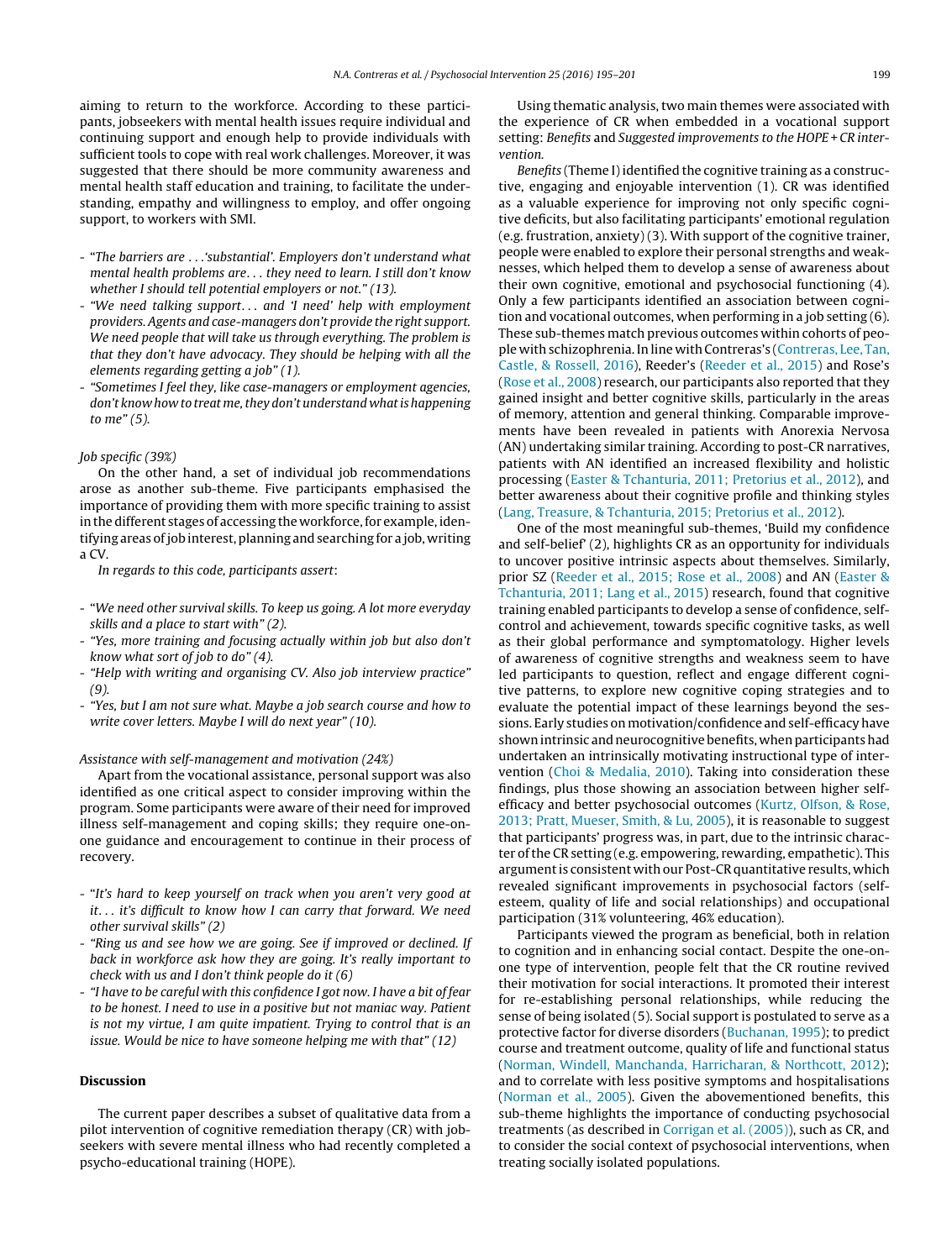aiming to return to the workforce. According to these participants, jobseekers with mental health issues require individual and continuing support and enough help to provide individuals with sufficient tools to cope with real work challenges. Moreover, it was suggested that there should be more community awareness and mental health staff education and training, to facilitate the understanding, empathy and willingness to employ, and offer ongoing support, to workers with SMI.

- *"The barriers are . . .'substantial'. Employers don't understand what mental health problems are. . . they need to learn. I still don't know whether I should tell potential employers or not." (13).*
- *"We need talking support. . . and 'I need' help with employment providers. Agents and case-managers don't provide the right support. We need people that will take us through everything. The problem is that they don't have advocacy. They should be helping with all the elements regarding getting a job" (1).*
- *"Sometimes I feel they, like case-managers or employment agencies, don't know how to treat me, they don't understand what is happening to me" (5).*

*Job specific (39%)*

On the other hand, a set of individual job recommendations arose as another sub-theme. Five participants emphasised the importance of providing them with more specific training to assist in the different stages of accessing the workforce, for example, identifying areas of job interest, planning and searching for a job, writing a CV.

*In regards to this code, participants assert*:

- *"We need other survival skills. To keep us going. A lot more everyday skills and a place to start with" (2).*
- *"Yes, more training and focusing actually within job but also don't know what sort of job to do" (4).*
- *"Help with writing and organising CV. Also job interview practice" (9).*
- *"Yes, but I am not sure what. Maybe a job search course and how to write cover letters. Maybe I will do next year" (10).*

*Assistance with self-management and motivation (24%)*

Apart from the vocational assistance, personal support was also identified as one critical aspect to consider improving within the program. Some participants were aware of their need for improved illness self-management and coping skills; they require one-on-one guidance and encouragement to continue in their process of recovery.

- *"It's hard to keep yourself on track when you aren't very good at it. . . it's difficult to know how I can carry that forward. We need other survival skills" (2)*
- *"Ring us and see how we are going. See if improved or declined. If back in workforce ask how they are going. It's really important to check with us and I don't think people do it (6)*
- *"I have to be careful with this confidence I got now. I have a bit of fear to be honest. I need to use in a positive but not maniac way. Patient is not my virtue, I am quite impatient. Trying to control that is an issue. Would be nice to have someone helping me with that" (12)*

## Discussion

The current paper describes a subset of qualitative data from a pilot intervention of cognitive remediation therapy (CR) with jobseekers with severe mental illness who had recently completed a psycho-educational training (HOPE).

Using thematic analysis, two main themes were associated with the experience of CR when embedded in a vocational support setting: *Benefits* and *Suggested improvements to the HOPE + CR intervention.*

*Benefits* (Theme I) identified the cognitive training as a constructive, engaging and enjoyable intervention (1). CR was identified as a valuable experience for improving not only specific cognitive deficits, but also facilitating participants' emotional regulation (e.g. frustration, anxiety) (3). With support of the cognitive trainer, people were enabled to explore their personal strengths and weaknesses, which helped them to develop a sense of awareness about their own cognitive, emotional and psychosocial functioning (4). Only a few participants identified an association between cognition and vocational outcomes, when performing in a job setting (6). These sub-themes match previous outcomes within cohorts of people with schizophrenia. In line with Contreras's (Contreras, Lee, Tan, Castle, & Rossell, 2016), Reeder's (Reeder et al., 2015) and Rose's (Rose et al., 2008) research, our participants also reported that they gained insight and better cognitive skills, particularly in the areas of memory, attention and general thinking. Comparable improvements have been revealed in patients with Anorexia Nervosa (AN) undertaking similar training. According to post-CR narratives, patients with AN identified an increased flexibility and holistic processing (Easter & Tchanturia, 2011; Pretorius et al., 2012), and better awareness about their cognitive profile and thinking styles (Lang, Treasure, & Tchanturia, 2015; Pretorius et al., 2012).

One of the most meaningful sub-themes, 'Build my confidence and self-belief' (2), highlights CR as an opportunity for individuals to uncover positive intrinsic aspects about themselves. Similarly, prior SZ (Reeder et al., 2015; Rose et al., 2008) and AN (Easter & Tchanturia, 2011; Lang et al., 2015) research, found that cognitive training enabled participants to develop a sense of confidence, self-control and achievement, towards specific cognitive tasks, as well as their global performance and symptomatology. Higher levels of awareness of cognitive strengths and weakness seem to have led participants to question, reflect and engage different cognitive patterns, to explore new cognitive coping strategies and to evaluate the potential impact of these learnings beyond the sessions. Early studies on motivation/confidence and self-efficacy have shown intrinsic and neurocognitive benefits, when participants had undertaken an intrinsically motivating instructional type of intervention (Choi & Medalia, 2010). Taking into consideration these findings, plus those showing an association between higher self-efficacy and better psychosocial outcomes (Kurtz, Olfson, & Rose, 2013; Pratt, Mueser, Smith, & Lu, 2005), it is reasonable to suggest that participants' progress was, in part, due to the intrinsic character of the CR setting (e.g. empowering, rewarding, empathetic). This argument is consistent with our Post-CR quantitative results, which revealed significant improvements in psychosocial factors (self-esteem, quality of life and social relationships) and occupational participation (31% volunteering, 46% education).

Participants viewed the program as beneficial, both in relation to cognition and in enhancing social contact. Despite the one-on-one type of intervention, people felt that the CR routine revived their motivation for social interactions. It promoted their interest for re-establishing personal relationships, while reducing the sense of being isolated (5). Social support is postulated to serve as a protective factor for diverse disorders (Buchanan, 1995); to predict course and treatment outcome, quality of life and functional status (Norman, Windell, Manchanda, Harricharan, & Northcott, 2012); and to correlate with less positive symptoms and hospitalisations (Norman et al., 2005). Given the abovementioned benefits, this sub-theme highlights the importance of conducting psychosocial treatments (as described in Corrigan et al. (2005)), such as CR, and to consider the social context of psychosocial interventions, when treating socially isolated populations.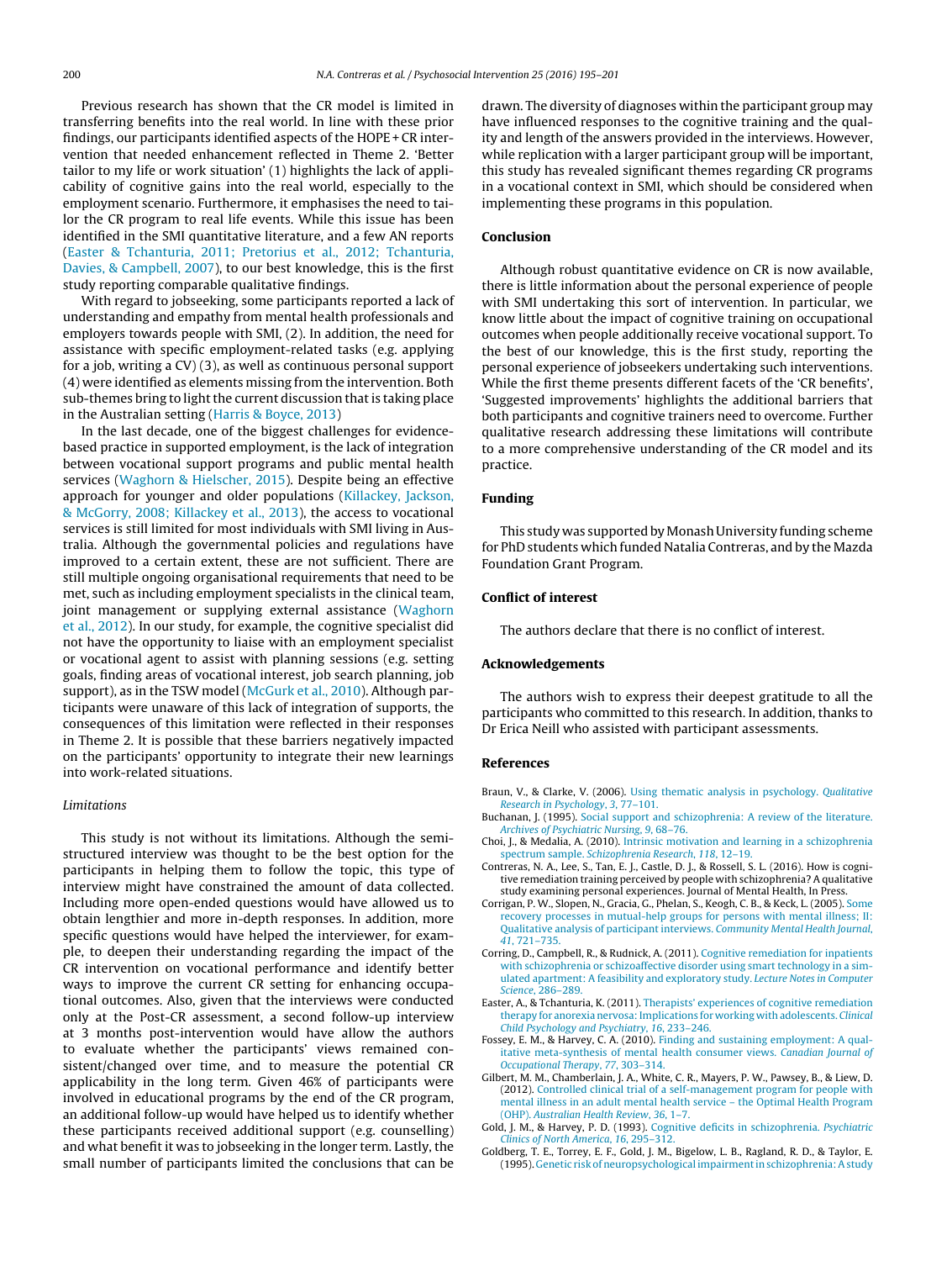Previous research has shown that the CR model is limited in transferring benefits into the real world. In line with these prior findings, our participants identified aspects of the HOPE + CR intervention that needed enhancement reflected in Theme 2. 'Better tailor to my life or work situation' (1) highlights the lack of applicability of cognitive gains into the real world, especially to the employment scenario. Furthermore, it emphasises the need to tailor the CR program to real life events. While this issue has been identified in the SMI quantitative literature, and a few AN reports (Easter & Tchanturia, 2011; Pretorius et al., 2012; Tchanturia, Davies, & Campbell, 2007), to our best knowledge, this is the first study reporting comparable qualitative findings.

With regard to jobseeking, some participants reported a lack of understanding and empathy from mental health professionals and employers towards people with SMI, (2). In addition, the need for assistance with specific employment-related tasks (e.g. applying for a job, writing a CV) (3), as well as continuous personal support (4) were identified as elements missing from the intervention. Both sub-themes bring to light the current discussion that is taking place in the Australian setting (Harris & Boyce, 2013)

In the last decade, one of the biggest challenges for evidence-based practice in supported employment, is the lack of integration between vocational support programs and public mental health services (Waghorn & Hielscher, 2015). Despite being an effective approach for younger and older populations (Killackey, Jackson, & McGorry, 2008; Killackey et al., 2013), the access to vocational services is still limited for most individuals with SMI living in Australia. Although the governmental policies and regulations have improved to a certain extent, these are not sufficient. There are still multiple ongoing organisational requirements that need to be met, such as including employment specialists in the clinical team, joint management or supplying external assistance (Waghorn et al., 2012). In our study, for example, the cognitive specialist did not have the opportunity to liaise with an employment specialist or vocational agent to assist with planning sessions (e.g. setting goals, finding areas of vocational interest, job search planning, job support), as in the TSW model (McGurk et al., 2010). Although participants were unaware of this lack of integration of supports, the consequences of this limitation were reflected in their responses in Theme 2. It is possible that these barriers negatively impacted on the participants' opportunity to integrate their new learnings into work-related situations.

### *Limitations*

This study is not without its limitations. Although the semi-structured interview was thought to be the best option for the participants in helping them to follow the topic, this type of interview might have constrained the amount of data collected. Including more open-ended questions would have allowed us to obtain lengthier and more in-depth responses. In addition, more specific questions would have helped the interviewer, for example, to deepen their understanding regarding the impact of the CR intervention on vocational performance and identify better ways to improve the current CR setting for enhancing occupational outcomes. Also, given that the interviews were conducted only at the Post-CR assessment, a second follow-up interview at 3 months post-intervention would have allow the authors to evaluate whether the participants' views remained consistent/changed over time, and to measure the potential CR applicability in the long term. Given 46% of participants were involved in educational programs by the end of the CR program, an additional follow-up would have helped us to identify whether these participants received additional support (e.g. counselling) and what benefit it was to jobseeking in the longer term. Lastly, the small number of participants limited the conclusions that can be drawn. The diversity of diagnoses within the participant group may have influenced responses to the cognitive training and the quality and length of the answers provided in the interviews. However, while replication with a larger participant group will be important, this study has revealed significant themes regarding CR programs in a vocational context in SMI, which should be considered when implementing these programs in this population.

## Conclusion

Although robust quantitative evidence on CR is now available, there is little information about the personal experience of people with SMI undertaking this sort of intervention. In particular, we know little about the impact of cognitive training on occupational outcomes when people additionally receive vocational support. To the best of our knowledge, this is the first study, reporting the personal experience of jobseekers undertaking such interventions. While the first theme presents different facets of the 'CR benefits', 'Suggested improvements' highlights the additional barriers that both participants and cognitive trainers need to overcome. Further qualitative research addressing these limitations will contribute to a more comprehensive understanding of the CR model and its practice.

## Funding

This study was supported by Monash University funding scheme for PhD students which funded Natalia Contreras, and by the Mazda Foundation Grant Program.

## Conflict of interest

The authors declare that there is no conflict of interest.

## Acknowledgements

The authors wish to express their deepest gratitude to all the participants who committed to this research. In addition, thanks to Dr Erica Neill who assisted with participant assessments.

## References

Braun, V., & Clarke, V. (2006). Using thematic analysis in psychology. *Qualitative Research in Psychology*, *3*, 77–101.

Buchanan, J. (1995). Social support and schizophrenia: A review of the literature. *Archives of Psychiatric Nursing*, *9*, 68–76.

Choi, J., & Medalia, A. (2010). Intrinsic motivation and learning in a schizophrenia spectrum sample. *Schizophrenia Research*, *118*, 12–19.

Contreras, N. A., Lee, S., Tan, E. J., Castle, D. J., & Rossell, S. L. (2016). How is cognitive remediation training perceived by people with schizophrenia? A qualitative study examining personal experiences. Journal of Mental Health, In Press.

Corrigan, P. W., Slopen, N., Gracia, G., Phelan, S., Keogh, C. B., & Keck, L. (2005). Some recovery processes in mutual-help groups for persons with mental illness; II: Qualitative analysis of participant interviews. *Community Mental Health Journal*, *41*, 721–735.

Corring, D., Campbell, R., & Rudnick, A. (2011). Cognitive remediation for inpatients with schizophrenia or schizoaffective disorder using smart technology in a simulated apartment: A feasibility and exploratory study. *Lecture Notes in Computer Science*, 286–289.

Easter, A., & Tchanturia, K. (2011). Therapists' experiences of cognitive remediation therapy for anorexia nervosa: Implications for working with adolescents. *Clinical Child Psychology and Psychiatry*, *16*, 233–246.

Fossey, E. M., & Harvey, C. A. (2010). Finding and sustaining employment: A qualitative meta-synthesis of mental health consumer views. *Canadian Journal of Occupational Therapy*, *77*, 303–314.

Gilbert, M. M., Chamberlain, J. A., White, C. R., Mayers, P. W., Pawsey, B., & Liew, D. (2012). Controlled clinical trial of a self-management program for people with mental illness in an adult mental health service – the Optimal Health Program (OHP). *Australian Health Review*, *36*, 1–7.

Gold, J. M., & Harvey, P. D. (1993). Cognitive deficits in schizophrenia. *Psychiatric Clinics of North America*, *16*, 295–312.

Goldberg, T. E., Torrey, E. F., Gold, J. M., Bigelow, L. B., Ragland, R. D., & Taylor, E. (1995). Genetic risk of neuropsychological impairment in schizophrenia: A study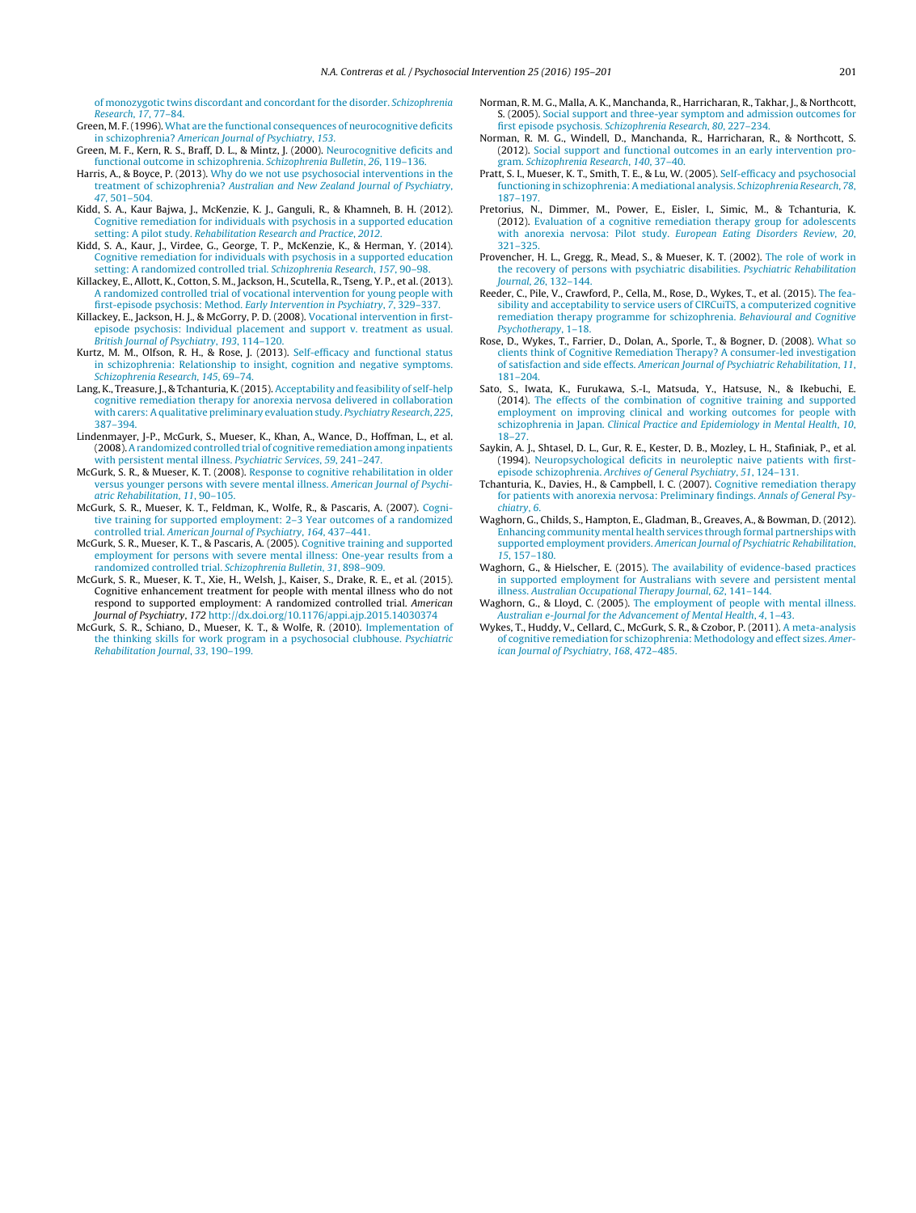of monozygotic twins discordant and concordant for the disorder. *Schizophrenia Research*, *17*, 77–84.

Green, M. F. (1996). What are the functional consequences of neurocognitive deficits in schizophrenia? *American Journal of Psychiatry*, *153*.

Green, M. F., Kern, R. S., Braff, D. L., & Mintz, J. (2000). Neurocognitive deficits and functional outcome in schizophrenia. *Schizophrenia Bulletin*, *26*, 119–136.

Harris, A., & Boyce, P. (2013). Why do we not use psychosocial interventions in the treatment of schizophrenia? *Australian and New Zealand Journal of Psychiatry*, *47*, 501–504.

Kidd, S. A., Kaur Bajwa, J., McKenzie, K. J., Ganguli, R., & Khamneh, B. H. (2012). Cognitive remediation for individuals with psychosis in a supported education setting: A pilot study. *Rehabilitation Research and Practice*, *2012*.

Kidd, S. A., Kaur, J., Virdee, G., George, T. P., McKenzie, K., & Herman, Y. (2014). Cognitive remediation for individuals with psychosis in a supported education setting: A randomized controlled trial. *Schizophrenia Research*, *157*, 90–98.

Killackey, E., Allott, K., Cotton, S. M., Jackson, H., Scutella, R., Tseng, Y. P., et al. (2013). A randomized controlled trial of vocational intervention for young people with first-episode psychosis: Method. *Early Intervention in Psychiatry*, *7*, 329–337.

Killackey, E., Jackson, H. J., & McGorry, P. D. (2008). Vocational intervention in first-episode psychosis: Individual placement and support v. treatment as usual. *British Journal of Psychiatry*, *193*, 114–120.

Kurtz, M. M., Olfson, R. H., & Rose, J. (2013). Self-efficacy and functional status in schizophrenia: Relationship to insight, cognition and negative symptoms. *Schizophrenia Research*, *145*, 69–74.

Lang, K., Treasure, J., & Tchanturia, K. (2015). Acceptability and feasibility of self-help cognitive remediation therapy for anorexia nervosa delivered in collaboration with carers: A qualitative preliminary evaluation study. *Psychiatry Research*, *225*, 387–394.

Lindenmayer, J-P., McGurk, S., Mueser, K., Khan, A., Wance, D., Hoffman, L., et al. (2008). A randomized controlled trial of cognitive remediation among inpatients with persistent mental illness. *Psychiatric Services*, *59*, 241–247.

McGurk, S. R., & Mueser, K. T. (2008). Response to cognitive rehabilitation in older versus younger persons with severe mental illness. *American Journal of Psychiatric Rehabilitation*, *11*, 90–105.

McGurk, S. R., Mueser, K. T., Feldman, K., Wolfe, R., & Pascaris, A. (2007). Cognitive training for supported employment: 2–3 Year outcomes of a randomized controlled trial. *American Journal of Psychiatry*, *164*, 437–441.

McGurk, S. R., Mueser, K. T., & Pascaris, A. (2005). Cognitive training and supported employment for persons with severe mental illness: One-year results from a randomized controlled trial. *Schizophrenia Bulletin*, *31*, 898–909.

McGurk, S. R., Mueser, K. T., Xie, H., Welsh, J., Kaiser, S., Drake, R. E., et al. (2015). Cognitive enhancement treatment for people with mental illness who do not respond to supported employment: A randomized controlled trial. *American Journal of Psychiatry*, *172* http://dx.doi.org/10.1176/appi.ajp.2015.14030374

McGurk, S. R., Schiano, D., Mueser, K. T., & Wolfe, R. (2010). Implementation of the thinking skills for work program in a psychosocial clubhouse. *Psychiatric Rehabilitation Journal*, *33*, 190–199.

Norman, R. M. G., Malla, A. K., Manchanda, R., Harricharan, R., Takhar, J., & Northcott, S. (2005). Social support and three-year symptom and admission outcomes for first episode psychosis. *Schizophrenia Research*, *80*, 227–234.

Norman, R. M. G., Windell, D., Manchanda, R., Harricharan, R., & Northcott, S. (2012). Social support and functional outcomes in an early intervention program. *Schizophrenia Research*, *140*, 37–40.

Pratt, S. I., Mueser, K. T., Smith, T. E., & Lu, W. (2005). Self-efficacy and psychosocial functioning in schizophrenia: A mediational analysis. *Schizophrenia Research*, *78*, 187–197.

Pretorius, N., Dimmer, M., Power, E., Eisler, I., Simic, M., & Tchanturia, K. (2012). Evaluation of a cognitive remediation therapy group for adolescents with anorexia nervosa: Pilot study. *European Eating Disorders Review*, *20*, 321–325.

Provencher, H. L., Gregg, R., Mead, S., & Mueser, K. T. (2002). The role of work in the recovery of persons with psychiatric disabilities. *Psychiatric Rehabilitation Journal*, *26*, 132–144.

Reeder, C., Pile, V., Crawford, P., Cella, M., Rose, D., Wykes, T., et al. (2015). The feasibility and acceptability to service users of CIRCuiTS, a computerized cognitive remediation therapy programme for schizophrenia. *Behavioural and Cognitive Psychotherapy*, 1–18.

Rose, D., Wykes, T., Farrier, D., Dolan, A., Sporle, T., & Bogner, D. (2008). What so clients think of Cognitive Remediation Therapy? A consumer-led investigation of satisfaction and side effects. *American Journal of Psychiatric Rehabilitation*, *11*, 181–204.

Sato, S., Iwata, K., Furukawa, S.-I., Matsuda, Y., Hatsuse, N., & Ikebuchi, E. (2014). The effects of the combination of cognitive training and supported employment on improving clinical and working outcomes for people with schizophrenia in Japan. *Clinical Practice and Epidemiology in Mental Health*, *10*, 18–27.

Saykin, A. J., Shtasel, D. L., Gur, R. E., Kester, D. B., Mozley, L. H., Stafiniak, P., et al. (1994). Neuropsychological deficits in neuroleptic naive patients with first-episode schizophrenia. *Archives of General Psychiatry*, *51*, 124–131.

Tchanturia, K., Davies, H., & Campbell, I. C. (2007). Cognitive remediation therapy for patients with anorexia nervosa: Preliminary findings. *Annals of General Psychiatry*, *6*.

Waghorn, G., Childs, S., Hampton, E., Gladman, B., Greaves, A., & Bowman, D. (2012). Enhancing community mental health services through formal partnerships with supported employment providers. *American Journal of Psychiatric Rehabilitation*, *15*, 157–180.

Waghorn, G., & Hielscher, E. (2015). The availability of evidence-based practices in supported employment for Australians with severe and persistent mental illness. *Australian Occupational Therapy Journal*, *62*, 141–144.

Waghorn, G., & Lloyd, C. (2005). The employment of people with mental illness. *Australian e-Journal for the Advancement of Mental Health*, *4*, 1–43.

Wykes, T., Huddy, V., Cellard, C., McGurk, S. R., & Czobor, P. (2011). A meta-analysis of cognitive remediation for schizophrenia: Methodology and effect sizes. *American Journal of Psychiatry*, *168*, 472–485.